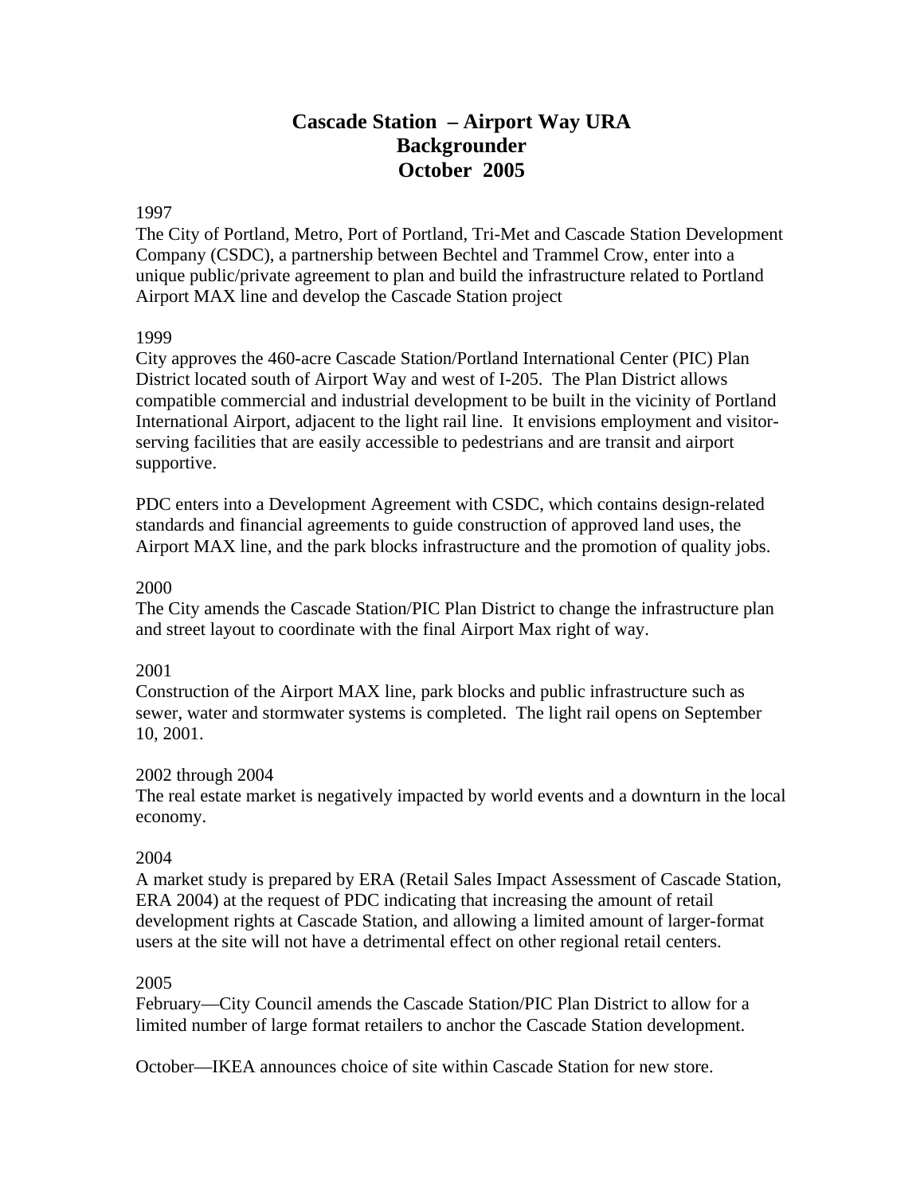# Cascade Station – Airport Way URA
# Backgrounder
# October 2005

1997

The City of Portland, Metro, Port of Portland, Tri-Met and Cascade Station Development Company (CSDC), a partnership between Bechtel and Trammel Crow, enter into a unique public/private agreement to plan and build the infrastructure related to Portland Airport MAX line and develop the Cascade Station project

1999

City approves the 460-acre Cascade Station/Portland International Center (PIC) Plan District located south of Airport Way and west of I-205. The Plan District allows compatible commercial and industrial development to be built in the vicinity of Portland International Airport, adjacent to the light rail line. It envisions employment and visitor-serving facilities that are easily accessible to pedestrians and are transit and airport supportive.

PDC enters into a Development Agreement with CSDC, which contains design-related standards and financial agreements to guide construction of approved land uses, the Airport MAX line, and the park blocks infrastructure and the promotion of quality jobs.

2000

The City amends the Cascade Station/PIC Plan District to change the infrastructure plan and street layout to coordinate with the final Airport Max right of way.

2001

Construction of the Airport MAX line, park blocks and public infrastructure such as sewer, water and stormwater systems is completed. The light rail opens on September 10, 2001.

2002 through 2004

The real estate market is negatively impacted by world events and a downturn in the local economy.

2004

A market study is prepared by ERA (Retail Sales Impact Assessment of Cascade Station, ERA 2004) at the request of PDC indicating that increasing the amount of retail development rights at Cascade Station, and allowing a limited amount of larger-format users at the site will not have a detrimental effect on other regional retail centers.

2005

February—City Council amends the Cascade Station/PIC Plan District to allow for a limited number of large format retailers to anchor the Cascade Station development.

October—IKEA announces choice of site within Cascade Station for new store.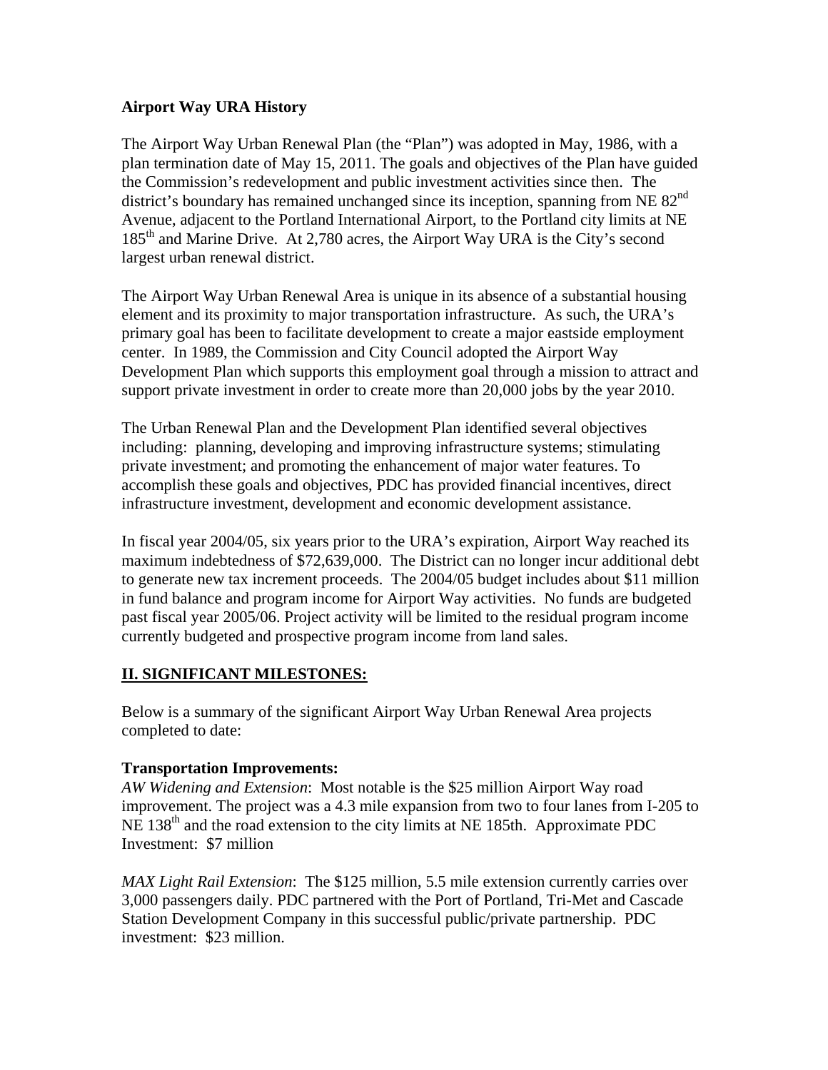**Airport Way URA History**

The Airport Way Urban Renewal Plan (the "Plan") was adopted in May, 1986, with a plan termination date of May 15, 2011. The goals and objectives of the Plan have guided the Commission's redevelopment and public investment activities since then. The district's boundary has remained unchanged since its inception, spanning from NE 82nd Avenue, adjacent to the Portland International Airport, to the Portland city limits at NE 185th and Marine Drive. At 2,780 acres, the Airport Way URA is the City's second largest urban renewal district.

The Airport Way Urban Renewal Area is unique in its absence of a substantial housing element and its proximity to major transportation infrastructure. As such, the URA's primary goal has been to facilitate development to create a major eastside employment center. In 1989, the Commission and City Council adopted the Airport Way Development Plan which supports this employment goal through a mission to attract and support private investment in order to create more than 20,000 jobs by the year 2010.

The Urban Renewal Plan and the Development Plan identified several objectives including: planning, developing and improving infrastructure systems; stimulating private investment; and promoting the enhancement of major water features. To accomplish these goals and objectives, PDC has provided financial incentives, direct infrastructure investment, development and economic development assistance.

In fiscal year 2004/05, six years prior to the URA's expiration, Airport Way reached its maximum indebtedness of $72,639,000. The District can no longer incur additional debt to generate new tax increment proceeds. The 2004/05 budget includes about $11 million in fund balance and program income for Airport Way activities. No funds are budgeted past fiscal year 2005/06. Project activity will be limited to the residual program income currently budgeted and prospective program income from land sales.

## II. SIGNIFICANT MILESTONES:

Below is a summary of the significant Airport Way Urban Renewal Area projects completed to date:

**Transportation Improvements:**

*AW Widening and Extension*: Most notable is the $25 million Airport Way road improvement. The project was a 4.3 mile expansion from two to four lanes from I-205 to NE 138th and the road extension to the city limits at NE 185th. Approximate PDC Investment: $7 million

*MAX Light Rail Extension*: The $125 million, 5.5 mile extension currently carries over 3,000 passengers daily. PDC partnered with the Port of Portland, Tri-Met and Cascade Station Development Company in this successful public/private partnership. PDC investment: $23 million.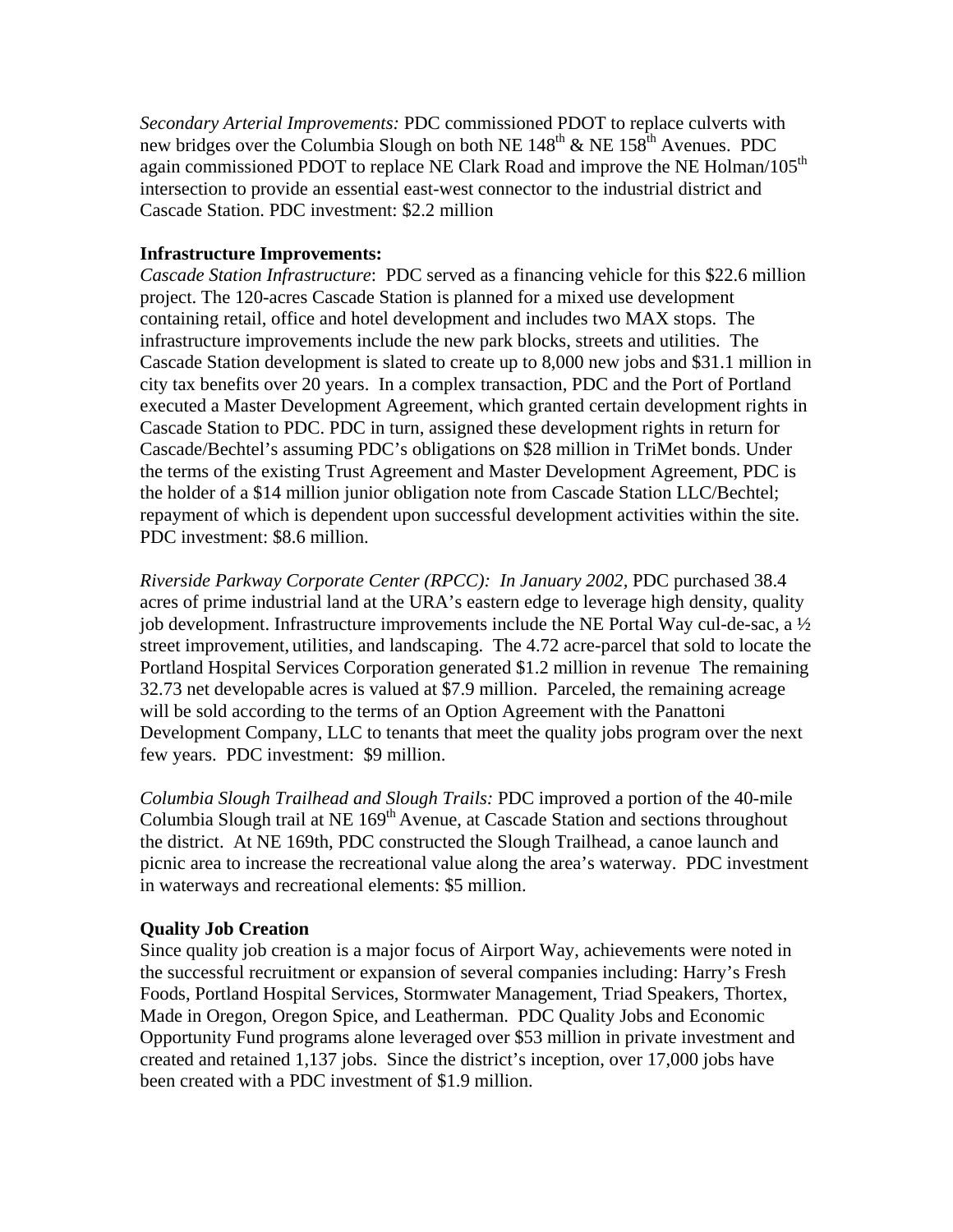*Secondary Arterial Improvements:* PDC commissioned PDOT to replace culverts with new bridges over the Columbia Slough on both NE 148$^{th}$ & NE 158$^{th}$ Avenues. PDC again commissioned PDOT to replace NE Clark Road and improve the NE Holman/105$^{th}$ intersection to provide an essential east-west connector to the industrial district and Cascade Station. PDC investment: $2.2 million

**Infrastructure Improvements:**

*Cascade Station Infrastructure*: PDC served as a financing vehicle for this $22.6 million project. The 120-acres Cascade Station is planned for a mixed use development containing retail, office and hotel development and includes two MAX stops. The infrastructure improvements include the new park blocks, streets and utilities. The Cascade Station development is slated to create up to 8,000 new jobs and $31.1 million in city tax benefits over 20 years. In a complex transaction, PDC and the Port of Portland executed a Master Development Agreement, which granted certain development rights in Cascade Station to PDC. PDC in turn, assigned these development rights in return for Cascade/Bechtel's assuming PDC's obligations on $28 million in TriMet bonds. Under the terms of the existing Trust Agreement and Master Development Agreement, PDC is the holder of a $14 million junior obligation note from Cascade Station LLC/Bechtel; repayment of which is dependent upon successful development activities within the site. PDC investment: $8.6 million.

*Riverside Parkway Corporate Center (RPCC): In January 2002,* PDC purchased 38.4 acres of prime industrial land at the URA's eastern edge to leverage high density, quality job development. Infrastructure improvements include the NE Portal Way cul-de-sac, a ½ street improvement, utilities, and landscaping. The 4.72 acre-parcel that sold to locate the Portland Hospital Services Corporation generated $1.2 million in revenue The remaining 32.73 net developable acres is valued at $7.9 million. Parceled, the remaining acreage will be sold according to the terms of an Option Agreement with the Panattoni Development Company, LLC to tenants that meet the quality jobs program over the next few years. PDC investment: $9 million.

*Columbia Slough Trailhead and Slough Trails:* PDC improved a portion of the 40-mile Columbia Slough trail at NE 169$^{th}$ Avenue, at Cascade Station and sections throughout the district. At NE 169th, PDC constructed the Slough Trailhead, a canoe launch and picnic area to increase the recreational value along the area's waterway. PDC investment in waterways and recreational elements: $5 million.

**Quality Job Creation**

Since quality job creation is a major focus of Airport Way, achievements were noted in the successful recruitment or expansion of several companies including: Harry's Fresh Foods, Portland Hospital Services, Stormwater Management, Triad Speakers, Thortex, Made in Oregon, Oregon Spice, and Leatherman. PDC Quality Jobs and Economic Opportunity Fund programs alone leveraged over $53 million in private investment and created and retained 1,137 jobs. Since the district's inception, over 17,000 jobs have been created with a PDC investment of $1.9 million.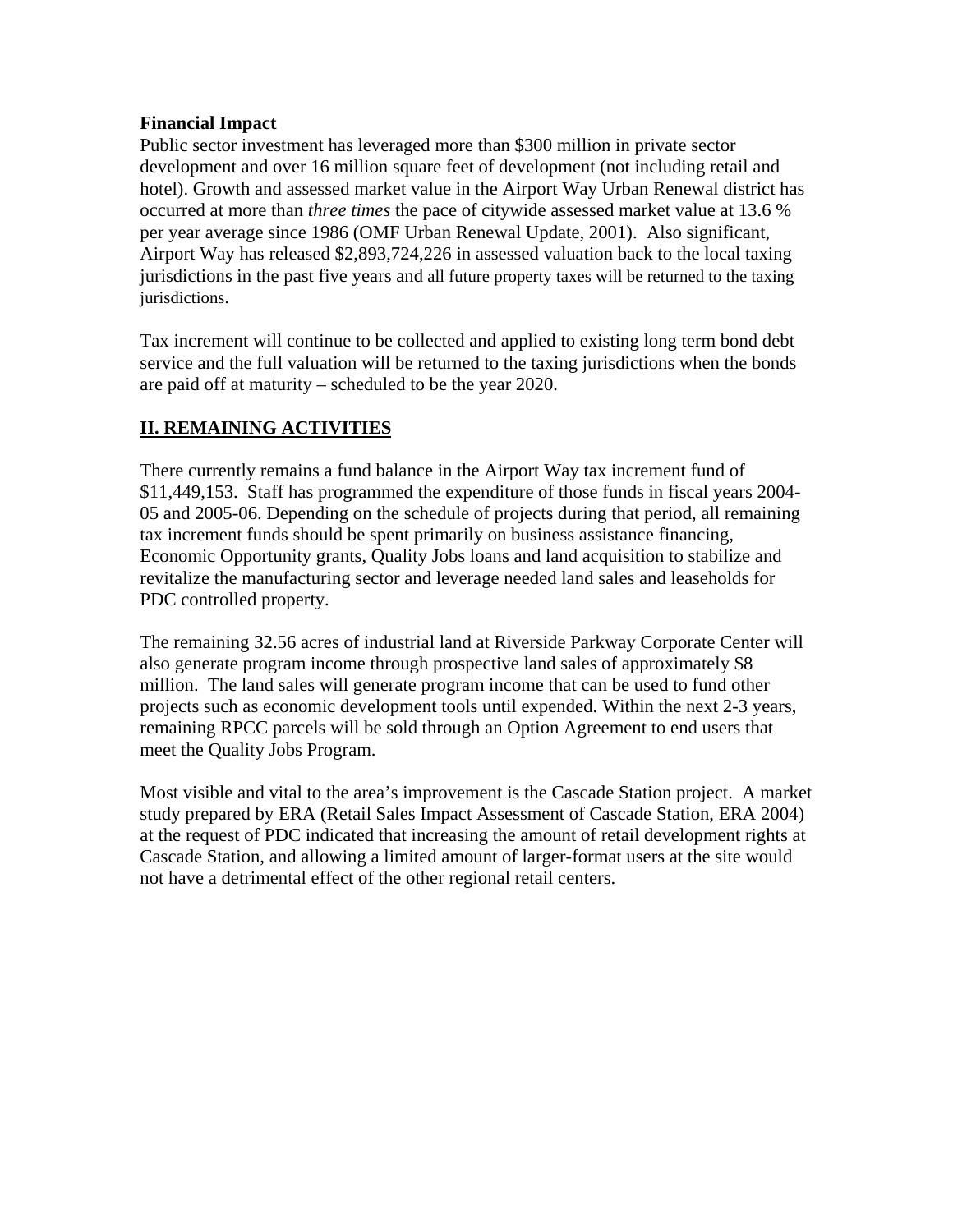**Financial Impact**

Public sector investment has leveraged more than \$300 million in private sector development and over 16 million square feet of development (not including retail and hotel). Growth and assessed market value in the Airport Way Urban Renewal district has occurred at more than *three times* the pace of citywide assessed market value at 13.6 % per year average since 1986 (OMF Urban Renewal Update, 2001). Also significant, Airport Way has released \$2,893,724,226 in assessed valuation back to the local taxing jurisdictions in the past five years and all future property taxes will be returned to the taxing jurisdictions.

Tax increment will continue to be collected and applied to existing long term bond debt service and the full valuation will be returned to the taxing jurisdictions when the bonds are paid off at maturity – scheduled to be the year 2020.

## II. REMAINING ACTIVITIES

There currently remains a fund balance in the Airport Way tax increment fund of \$11,449,153. Staff has programmed the expenditure of those funds in fiscal years 2004-05 and 2005-06. Depending on the schedule of projects during that period, all remaining tax increment funds should be spent primarily on business assistance financing, Economic Opportunity grants, Quality Jobs loans and land acquisition to stabilize and revitalize the manufacturing sector and leverage needed land sales and leaseholds for PDC controlled property.

The remaining 32.56 acres of industrial land at Riverside Parkway Corporate Center will also generate program income through prospective land sales of approximately \$8 million. The land sales will generate program income that can be used to fund other projects such as economic development tools until expended. Within the next 2-3 years, remaining RPCC parcels will be sold through an Option Agreement to end users that meet the Quality Jobs Program.

Most visible and vital to the area's improvement is the Cascade Station project. A market study prepared by ERA (Retail Sales Impact Assessment of Cascade Station, ERA 2004) at the request of PDC indicated that increasing the amount of retail development rights at Cascade Station, and allowing a limited amount of larger-format users at the site would not have a detrimental effect of the other regional retail centers.